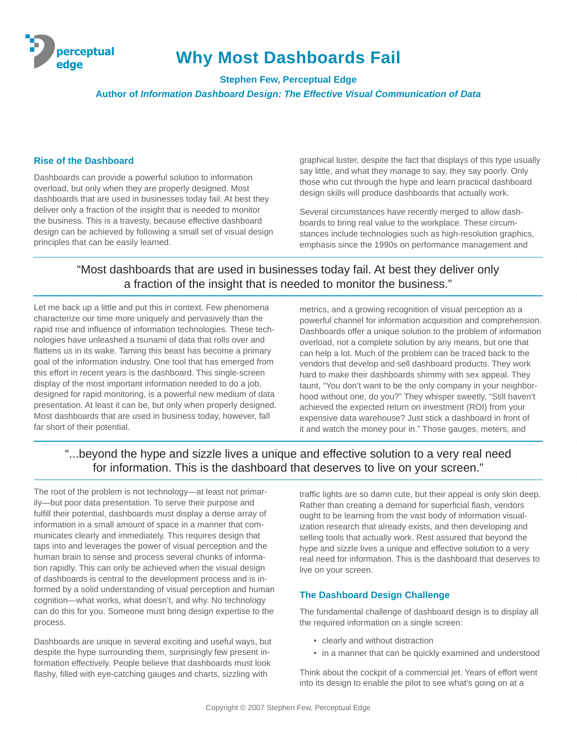# Why Most Dashboards Fail

**Stephen Few, Perceptual Edge**

**Author of *Information Dashboard Design: The Effective Visual Communication of Data***

## Rise of the Dashboard

Dashboards can provide a powerful solution to information overload, but only when they are properly designed. Most dashboards that are used in businesses today fail. At best they deliver only a fraction of the insight that is needed to monitor the business. This is a travesty, because effective dashboard design can be achieved by following a small set of visual design principles that can be easily learned.

> "Most dashboards that are used in businesses today fail. At best they deliver only a fraction of the insight that is needed to monitor the business."

Let me back up a little and put this in context. Few phenomena characterize our time more uniquely and pervasively than the rapid rise and influence of information technologies. These technologies have unleashed a tsunami of data that rolls over and flattens us in its wake. Taming this beast has become a primary goal of the information industry. One tool that has emerged from this effort in recent years is the dashboard. This single-screen display of the most important information needed to do a job, designed for rapid monitoring, is a powerful new medium of data presentation. At least it can be, but only when properly designed. Most dashboards that are used in business today, however, fall far short of their potential.

> "...beyond the hype and sizzle lives a unique and effective solution to a very real need for information. This is the dashboard that deserves to live on your screen."

The root of the problem is not technology—at least not primarily—but poor data presentation. To serve their purpose and fulfill their potential, dashboards must display a dense array of information in a small amount of space in a manner that communicates clearly and immediately. This requires design that taps into and leverages the power of visual perception and the human brain to sense and process several chunks of information rapidly. This can only be achieved when the visual design of dashboards is central to the development process and is informed by a solid understanding of visual perception and human cognition—what works, what doesn't, and why. No technology can do this for you. Someone must bring design expertise to the process.

Dashboards are unique in several exciting and useful ways, but despite the hype surrounding them, surprisingly few present information effectively. People believe that dashboards must look flashy, filled with eye-catching gauges and charts, sizzling with graphical luster, despite the fact that displays of this type usually say little, and what they manage to say, they say poorly. Only those who cut through the hype and learn practical dashboard design skills will produce dashboards that actually work.

Several circumstances have recently merged to allow dashboards to bring real value to the workplace. These circumstances include technologies such as high-resolution graphics, emphasis since the 1990s on performance management and metrics, and a growing recognition of visual perception as a powerful channel for information acquisition and comprehension. Dashboards offer a unique solution to the problem of information overload, not a complete solution by any means, but one that can help a lot. Much of the problem can be traced back to the vendors that develop and sell dashboard products. They work hard to make their dashboards shimmy with sex appeal. They taunt, "You don't want to be the only company in your neighborhood without one, do you?" They whisper sweetly, "Still haven't achieved the expected return on investment (ROI) from your expensive data warehouse? Just stick a dashboard in front of it and watch the money pour in." Those gauges, meters, and traffic lights are so damn cute, but their appeal is only skin deep. Rather than creating a demand for superficial flash, vendors ought to be learning from the vast body of information visualization research that already exists, and then developing and selling tools that actually work. Rest assured that beyond the hype and sizzle lives a unique and effective solution to a very real need for information. This is the dashboard that deserves to live on your screen.

## The Dashboard Design Challenge

The fundamental challenge of dashboard design is to display all the required information on a single screen:

- clearly and without distraction
- in a manner that can be quickly examined and understood

Think about the cockpit of a commercial jet. Years of effort went into its design to enable the pilot to see what's going on at a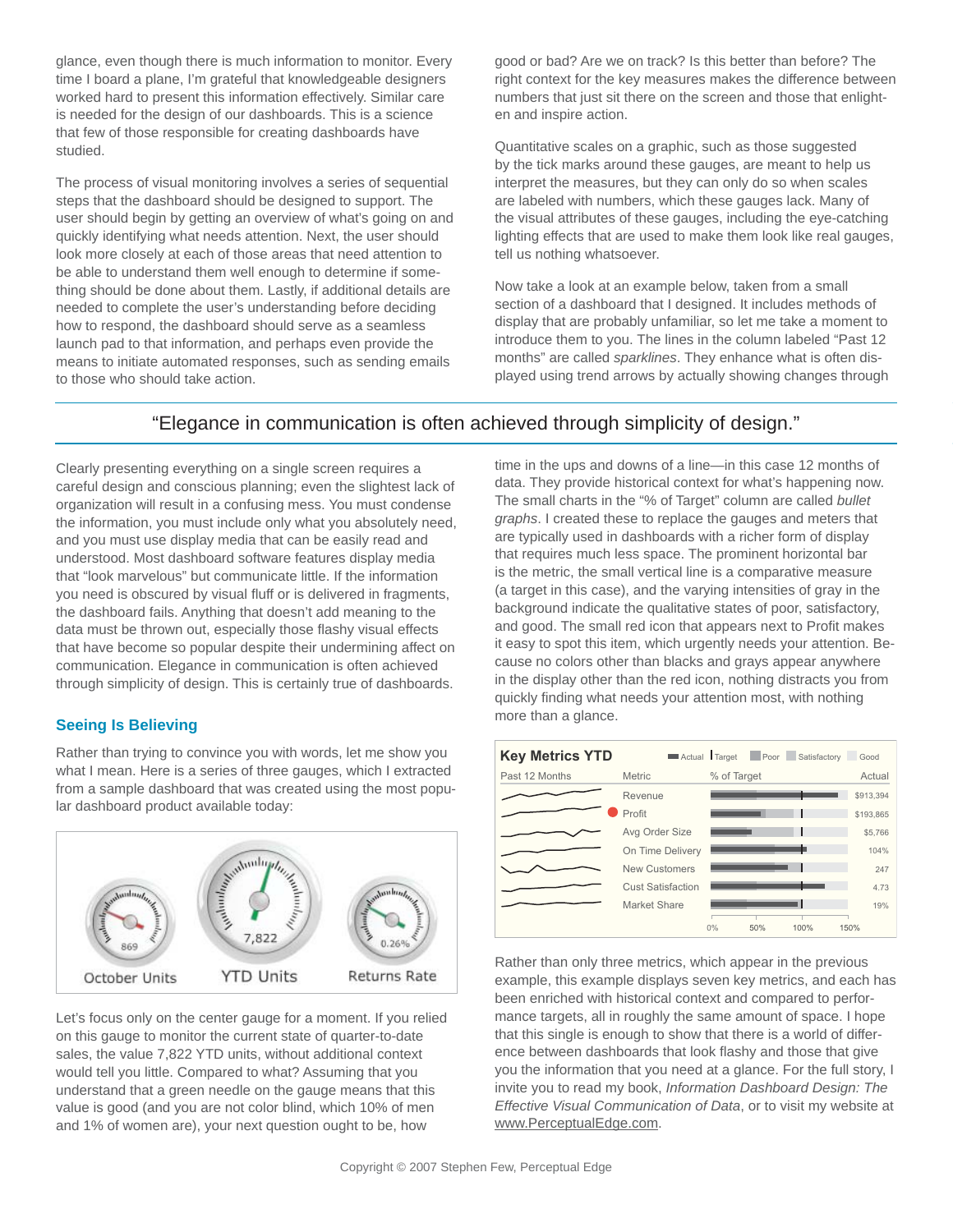glance, even though there is much information to monitor. Every time I board a plane, I'm grateful that knowledgeable designers worked hard to present this information effectively. Similar care is needed for the design of our dashboards. This is a science that few of those responsible for creating dashboards have studied.

The process of visual monitoring involves a series of sequential steps that the dashboard should be designed to support. The user should begin by getting an overview of what's going on and quickly identifying what needs attention. Next, the user should look more closely at each of those areas that need attention to be able to understand them well enough to determine if something should be done about them. Lastly, if additional details are needed to complete the user's understanding before deciding how to respond, the dashboard should serve as a seamless launch pad to that information, and perhaps even provide the means to initiate automated responses, such as sending emails to those who should take action.

Clearly presenting everything on a single screen requires a careful design and conscious planning; even the slightest lack of organization will result in a confusing mess. You must condense the information, you must include only what you absolutely need, and you must use display media that can be easily read and understood. Most dashboard software features display media that "look marvelous" but communicate little. If the information you need is obscured by visual fluff or is delivered in fragments, the dashboard fails. Anything that doesn't add meaning to the data must be thrown out, especially those flashy visual effects that have become so popular despite their undermining affect on communication. Elegance in communication is often achieved through simplicity of design. This is certainly true of dashboards.

## Seeing Is Believing

Rather than trying to convince you with words, let me show you what I mean. Here is a series of three gauges, which I extracted from a sample dashboard that was created using the most popular dashboard product available today:

869
October Units

7,822
YTD Units

0.26%
Returns Rate

Let's focus only on the center gauge for a moment. If you relied on this gauge to monitor the current state of quarter-to-date sales, the value 7,822 YTD units, without additional context would tell you little. Compared to what? Assuming that you understand that a green needle on the gauge means that this value is good (and you are not color blind, which 10% of men and 1% of women are), your next question ought to be, how good or bad? Are we on track? Is this better than before? The right context for the key measures makes the difference between numbers that just sit there on the screen and those that enlighten and inspire action.

Quantitative scales on a graphic, such as those suggested by the tick marks around these gauges, are meant to help us interpret the measures, but they can only do so when scales are labeled with numbers, which these gauges lack. Many of the visual attributes of these gauges, including the eye-catching lighting effects that are used to make them look like real gauges, tell us nothing whatsoever.

Now take a look at an example below, taken from a small section of a dashboard that I designed. It includes methods of display that are probably unfamiliar, so let me take a moment to introduce them to you. The lines in the column labeled "Past 12 months" are called *sparklines*. They enhance what is often displayed using trend arrows by actually showing changes through time in the ups and downs of a line—in this case 12 months of data. They provide historical context for what's happening now. The small charts in the "% of Target" column are called *bullet graphs*. I created these to replace the gauges and meters that are typically used in dashboards with a richer form of display that requires much less space. The prominent horizontal bar is the metric, the small vertical line is a comparative measure (a target in this case), and the varying intensities of gray in the background indicate the qualitative states of poor, satisfactory, and good. The small red icon that appears next to Profit makes it easy to spot this item, which urgently needs your attention. Because no colors other than blacks and grays appear anywhere in the display other than the red icon, nothing distracts you from quickly finding what needs your attention most, with nothing more than a glance.

> "Elegance in communication is often achieved through simplicity of design."

**Key Metrics YTD**

Actual | Target | Poor | Satisfactory | Good

Past 12 Months | Metric | % of Target | Actual

Revenue $913,394
Profit $193,865
Avg Order Size $5,766
On Time Delivery 104%
New Customers 247
Cust Satisfaction 4.73
Market Share 19%

0% 50% 100% 150%

Rather than only three metrics, which appear in the previous example, this example displays seven key metrics, and each has been enriched with historical context and compared to performance targets, all in roughly the same amount of space. I hope that this single is enough to show that there is a world of difference between dashboards that look flashy and those that give you the information that you need at a glance. For the full story, I invite you to read my book, *Information Dashboard Design: The Effective Visual Communication of Data*, or to visit my website at www.PerceptualEdge.com.

Copyright © 2007 Stephen Few, Perceptual Edge